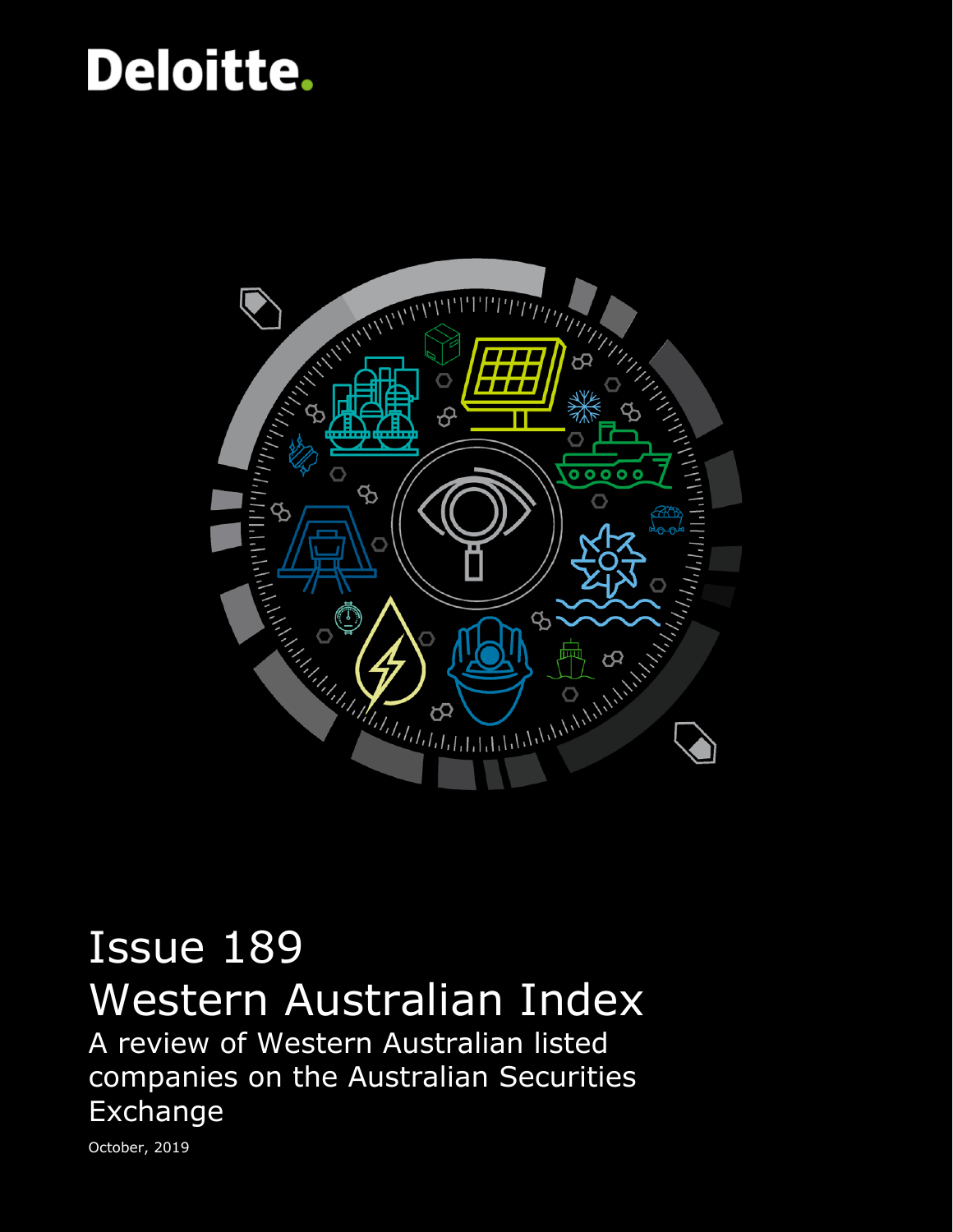Deloitte.

# Issue 189
# Western Australian Index

## A review of Western Australian listed companies on the Australian Securities Exchange

October, 2019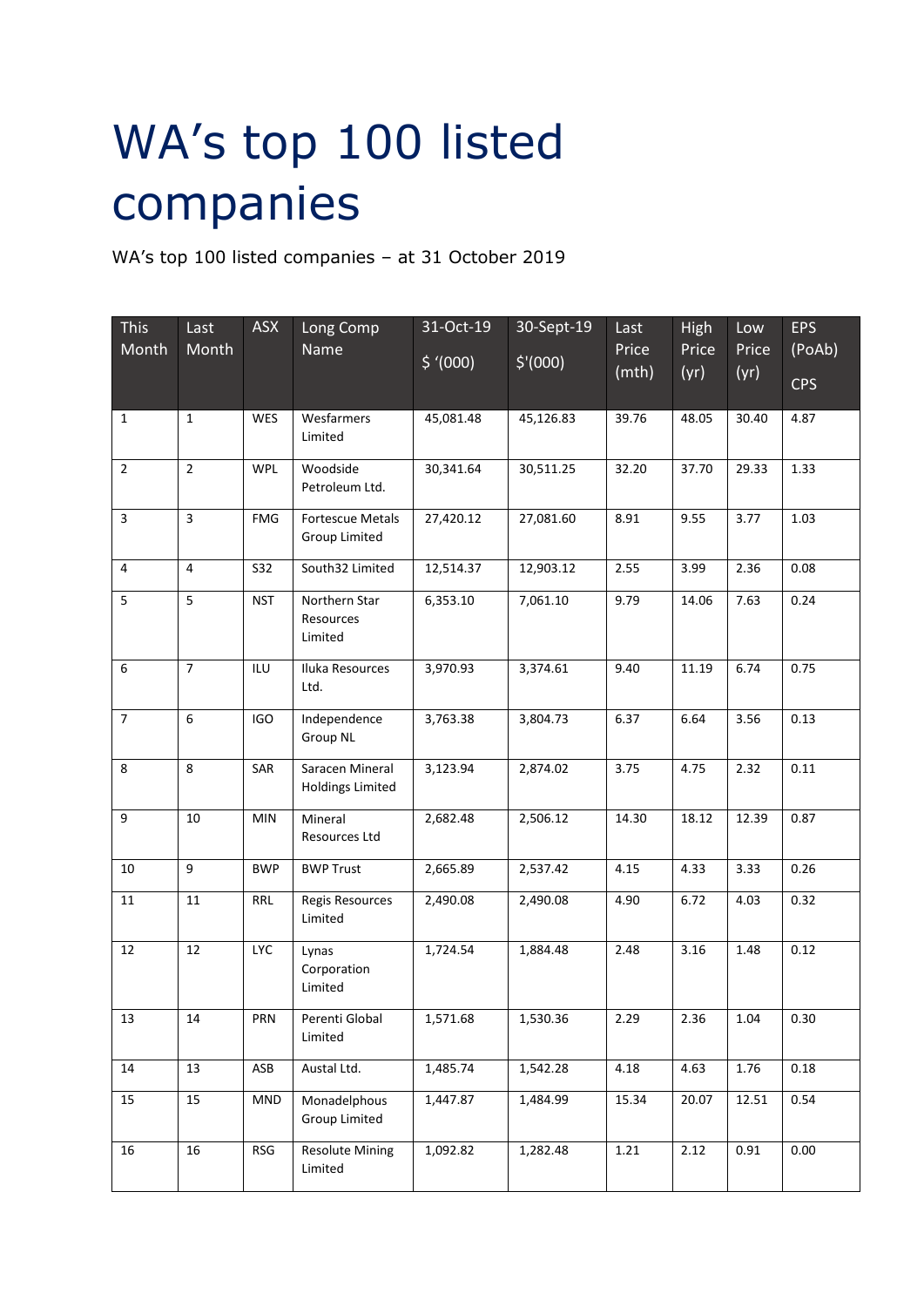# WA's top 100 listed companies

WA's top 100 listed companies – at 31 October 2019

| This Month | Last Month | ASX | Long Comp Name | 31-Oct-19 $ '(000) | 30-Sept-19 $'(000) | Last Price (mth) | High Price (yr) | Low Price (yr) | EPS (PoAb) CPS |
|---|---|---|---|---|---|---|---|---|---|
| 1 | 1 | WES | Wesfarmers Limited | 45,081.48 | 45,126.83 | 39.76 | 48.05 | 30.40 | 4.87 |
| 2 | 2 | WPL | Woodside Petroleum Ltd. | 30,341.64 | 30,511.25 | 32.20 | 37.70 | 29.33 | 1.33 |
| 3 | 3 | FMG | Fortescue Metals Group Limited | 27,420.12 | 27,081.60 | 8.91 | 9.55 | 3.77 | 1.03 |
| 4 | 4 | S32 | South32 Limited | 12,514.37 | 12,903.12 | 2.55 | 3.99 | 2.36 | 0.08 |
| 5 | 5 | NST | Northern Star Resources Limited | 6,353.10 | 7,061.10 | 9.79 | 14.06 | 7.63 | 0.24 |
| 6 | 7 | ILU | Iluka Resources Ltd. | 3,970.93 | 3,374.61 | 9.40 | 11.19 | 6.74 | 0.75 |
| 7 | 6 | IGO | Independence Group NL | 3,763.38 | 3,804.73 | 6.37 | 6.64 | 3.56 | 0.13 |
| 8 | 8 | SAR | Saracen Mineral Holdings Limited | 3,123.94 | 2,874.02 | 3.75 | 4.75 | 2.32 | 0.11 |
| 9 | 10 | MIN | Mineral Resources Ltd | 2,682.48 | 2,506.12 | 14.30 | 18.12 | 12.39 | 0.87 |
| 10 | 9 | BWP | BWP Trust | 2,665.89 | 2,537.42 | 4.15 | 4.33 | 3.33 | 0.26 |
| 11 | 11 | RRL | Regis Resources Limited | 2,490.08 | 2,490.08 | 4.90 | 6.72 | 4.03 | 0.32 |
| 12 | 12 | LYC | Lynas Corporation Limited | 1,724.54 | 1,884.48 | 2.48 | 3.16 | 1.48 | 0.12 |
| 13 | 14 | PRN | Perenti Global Limited | 1,571.68 | 1,530.36 | 2.29 | 2.36 | 1.04 | 0.30 |
| 14 | 13 | ASB | Austal Ltd. | 1,485.74 | 1,542.28 | 4.18 | 4.63 | 1.76 | 0.18 |
| 15 | 15 | MND | Monadelphous Group Limited | 1,447.87 | 1,484.99 | 15.34 | 20.07 | 12.51 | 0.54 |
| 16 | 16 | RSG | Resolute Mining Limited | 1,092.82 | 1,282.48 | 1.21 | 2.12 | 0.91 | 0.00 |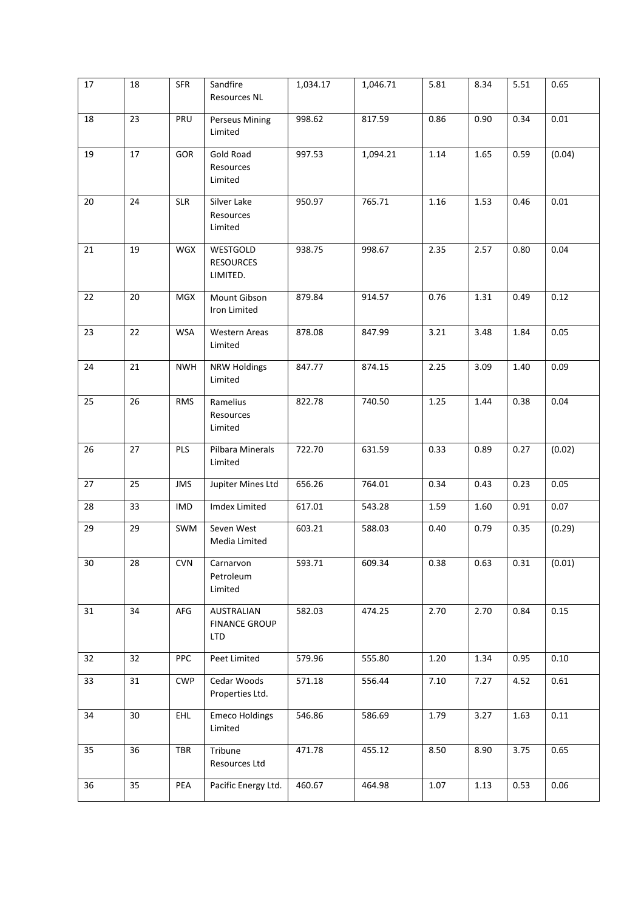| 17 | 18 | SFR | Sandfire Resources NL | 1,034.17 | 1,046.71 | 5.81 | 8.34 | 5.51 | 0.65 |
|---|---|---|---|---|---|---|---|---|---|
| 18 | 23 | PRU | Perseus Mining Limited | 998.62 | 817.59 | 0.86 | 0.90 | 0.34 | 0.01 |
| 19 | 17 | GOR | Gold Road Resources Limited | 997.53 | 1,094.21 | 1.14 | 1.65 | 0.59 | (0.04) |
| 20 | 24 | SLR | Silver Lake Resources Limited | 950.97 | 765.71 | 1.16 | 1.53 | 0.46 | 0.01 |
| 21 | 19 | WGX | WESTGOLD RESOURCES LIMITED. | 938.75 | 998.67 | 2.35 | 2.57 | 0.80 | 0.04 |
| 22 | 20 | MGX | Mount Gibson Iron Limited | 879.84 | 914.57 | 0.76 | 1.31 | 0.49 | 0.12 |
| 23 | 22 | WSA | Western Areas Limited | 878.08 | 847.99 | 3.21 | 3.48 | 1.84 | 0.05 |
| 24 | 21 | NWH | NRW Holdings Limited | 847.77 | 874.15 | 2.25 | 3.09 | 1.40 | 0.09 |
| 25 | 26 | RMS | Ramelius Resources Limited | 822.78 | 740.50 | 1.25 | 1.44 | 0.38 | 0.04 |
| 26 | 27 | PLS | Pilbara Minerals Limited | 722.70 | 631.59 | 0.33 | 0.89 | 0.27 | (0.02) |
| 27 | 25 | JMS | Jupiter Mines Ltd | 656.26 | 764.01 | 0.34 | 0.43 | 0.23 | 0.05 |
| 28 | 33 | IMD | Imdex Limited | 617.01 | 543.28 | 1.59 | 1.60 | 0.91 | 0.07 |
| 29 | 29 | SWM | Seven West Media Limited | 603.21 | 588.03 | 0.40 | 0.79 | 0.35 | (0.29) |
| 30 | 28 | CVN | Carnarvon Petroleum Limited | 593.71 | 609.34 | 0.38 | 0.63 | 0.31 | (0.01) |
| 31 | 34 | AFG | AUSTRALIAN FINANCE GROUP LTD | 582.03 | 474.25 | 2.70 | 2.70 | 0.84 | 0.15 |
| 32 | 32 | PPC | Peet Limited | 579.96 | 555.80 | 1.20 | 1.34 | 0.95 | 0.10 |
| 33 | 31 | CWP | Cedar Woods Properties Ltd. | 571.18 | 556.44 | 7.10 | 7.27 | 4.52 | 0.61 |
| 34 | 30 | EHL | Emeco Holdings Limited | 546.86 | 586.69 | 1.79 | 3.27 | 1.63 | 0.11 |
| 35 | 36 | TBR | Tribune Resources Ltd | 471.78 | 455.12 | 8.50 | 8.90 | 3.75 | 0.65 |
| 36 | 35 | PEA | Pacific Energy Ltd. | 460.67 | 464.98 | 1.07 | 1.13 | 0.53 | 0.06 |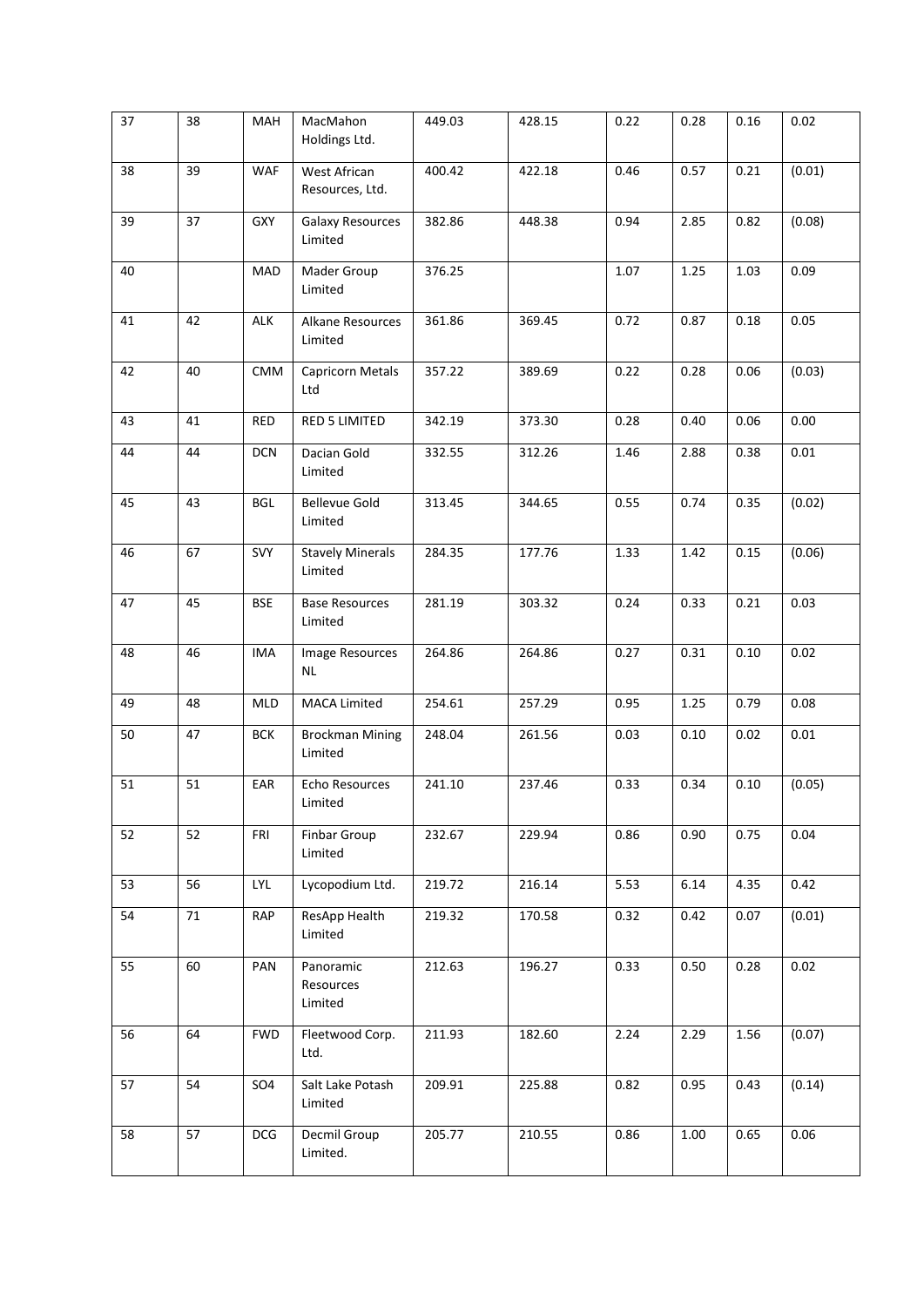| 37 | 38 | MAH | MacMahon Holdings Ltd. | 449.03 | 428.15 | 0.22 | 0.28 | 0.16 | 0.02 |
|---|---|---|---|---|---|---|---|---|---|
| 38 | 39 | WAF | West African Resources, Ltd. | 400.42 | 422.18 | 0.46 | 0.57 | 0.21 | (0.01) |
| 39 | 37 | GXY | Galaxy Resources Limited | 382.86 | 448.38 | 0.94 | 2.85 | 0.82 | (0.08) |
| 40 | | MAD | Mader Group Limited | 376.25 | | 1.07 | 1.25 | 1.03 | 0.09 |
| 41 | 42 | ALK | Alkane Resources Limited | 361.86 | 369.45 | 0.72 | 0.87 | 0.18 | 0.05 |
| 42 | 40 | CMM | Capricorn Metals Ltd | 357.22 | 389.69 | 0.22 | 0.28 | 0.06 | (0.03) |
| 43 | 41 | RED | RED 5 LIMITED | 342.19 | 373.30 | 0.28 | 0.40 | 0.06 | 0.00 |
| 44 | 44 | DCN | Dacian Gold Limited | 332.55 | 312.26 | 1.46 | 2.88 | 0.38 | 0.01 |
| 45 | 43 | BGL | Bellevue Gold Limited | 313.45 | 344.65 | 0.55 | 0.74 | 0.35 | (0.02) |
| 46 | 67 | SVY | Stavely Minerals Limited | 284.35 | 177.76 | 1.33 | 1.42 | 0.15 | (0.06) |
| 47 | 45 | BSE | Base Resources Limited | 281.19 | 303.32 | 0.24 | 0.33 | 0.21 | 0.03 |
| 48 | 46 | IMA | Image Resources NL | 264.86 | 264.86 | 0.27 | 0.31 | 0.10 | 0.02 |
| 49 | 48 | MLD | MACA Limited | 254.61 | 257.29 | 0.95 | 1.25 | 0.79 | 0.08 |
| 50 | 47 | BCK | Brockman Mining Limited | 248.04 | 261.56 | 0.03 | 0.10 | 0.02 | 0.01 |
| 51 | 51 | EAR | Echo Resources Limited | 241.10 | 237.46 | 0.33 | 0.34 | 0.10 | (0.05) |
| 52 | 52 | FRI | Finbar Group Limited | 232.67 | 229.94 | 0.86 | 0.90 | 0.75 | 0.04 |
| 53 | 56 | LYL | Lycopodium Ltd. | 219.72 | 216.14 | 5.53 | 6.14 | 4.35 | 0.42 |
| 54 | 71 | RAP | ResApp Health Limited | 219.32 | 170.58 | 0.32 | 0.42 | 0.07 | (0.01) |
| 55 | 60 | PAN | Panoramic Resources Limited | 212.63 | 196.27 | 0.33 | 0.50 | 0.28 | 0.02 |
| 56 | 64 | FWD | Fleetwood Corp. Ltd. | 211.93 | 182.60 | 2.24 | 2.29 | 1.56 | (0.07) |
| 57 | 54 | SO4 | Salt Lake Potash Limited | 209.91 | 225.88 | 0.82 | 0.95 | 0.43 | (0.14) |
| 58 | 57 | DCG | Decmil Group Limited. | 205.77 | 210.55 | 0.86 | 1.00 | 0.65 | 0.06 |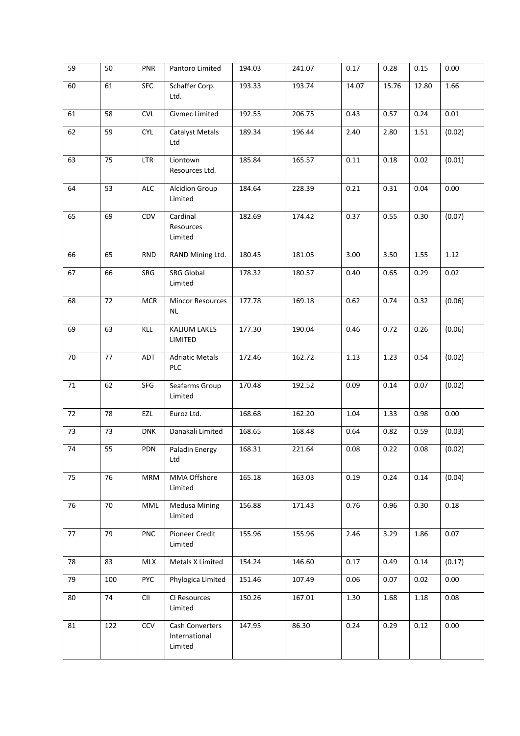| 59 | 50 | PNR | Pantoro Limited | 194.03 | 241.07 | 0.17 | 0.28 | 0.15 | 0.00 |
|---|---|---|---|---|---|---|---|---|---|
| 60 | 61 | SFC | Schaffer Corp. Ltd. | 193.33 | 193.74 | 14.07 | 15.76 | 12.80 | 1.66 |
| 61 | 58 | CVL | Civmec Limited | 192.55 | 206.75 | 0.43 | 0.57 | 0.24 | 0.01 |
| 62 | 59 | CYL | Catalyst Metals Ltd | 189.34 | 196.44 | 2.40 | 2.80 | 1.51 | (0.02) |
| 63 | 75 | LTR | Liontown Resources Ltd. | 185.84 | 165.57 | 0.11 | 0.18 | 0.02 | (0.01) |
| 64 | 53 | ALC | Alcidion Group Limited | 184.64 | 228.39 | 0.21 | 0.31 | 0.04 | 0.00 |
| 65 | 69 | CDV | Cardinal Resources Limited | 182.69 | 174.42 | 0.37 | 0.55 | 0.30 | (0.07) |
| 66 | 65 | RND | RAND Mining Ltd. | 180.45 | 181.05 | 3.00 | 3.50 | 1.55 | 1.12 |
| 67 | 66 | SRG | SRG Global Limited | 178.32 | 180.57 | 0.40 | 0.65 | 0.29 | 0.02 |
| 68 | 72 | MCR | Mincor Resources NL | 177.78 | 169.18 | 0.62 | 0.74 | 0.32 | (0.06) |
| 69 | 63 | KLL | KALIUM LAKES LIMITED | 177.30 | 190.04 | 0.46 | 0.72 | 0.26 | (0.06) |
| 70 | 77 | ADT | Adriatic Metals PLC | 172.46 | 162.72 | 1.13 | 1.23 | 0.54 | (0.02) |
| 71 | 62 | SFG | Seafarms Group Limited | 170.48 | 192.52 | 0.09 | 0.14 | 0.07 | (0.02) |
| 72 | 78 | EZL | Euroz Ltd. | 168.68 | 162.20 | 1.04 | 1.33 | 0.98 | 0.00 |
| 73 | 73 | DNK | Danakali Limited | 168.65 | 168.48 | 0.64 | 0.82 | 0.59 | (0.03) |
| 74 | 55 | PDN | Paladin Energy Ltd | 168.31 | 221.64 | 0.08 | 0.22 | 0.08 | (0.02) |
| 75 | 76 | MRM | MMA Offshore Limited | 165.18 | 163.03 | 0.19 | 0.24 | 0.14 | (0.04) |
| 76 | 70 | MML | Medusa Mining Limited | 156.88 | 171.43 | 0.76 | 0.96 | 0.30 | 0.18 |
| 77 | 79 | PNC | Pioneer Credit Limited | 155.96 | 155.96 | 2.46 | 3.29 | 1.86 | 0.07 |
| 78 | 83 | MLX | Metals X Limited | 154.24 | 146.60 | 0.17 | 0.49 | 0.14 | (0.17) |
| 79 | 100 | PYC | Phylogica Limited | 151.46 | 107.49 | 0.06 | 0.07 | 0.02 | 0.00 |
| 80 | 74 | CII | CI Resources Limited | 150.26 | 167.01 | 1.30 | 1.68 | 1.18 | 0.08 |
| 81 | 122 | CCV | Cash Converters International Limited | 147.95 | 86.30 | 0.24 | 0.29 | 0.12 | 0.00 |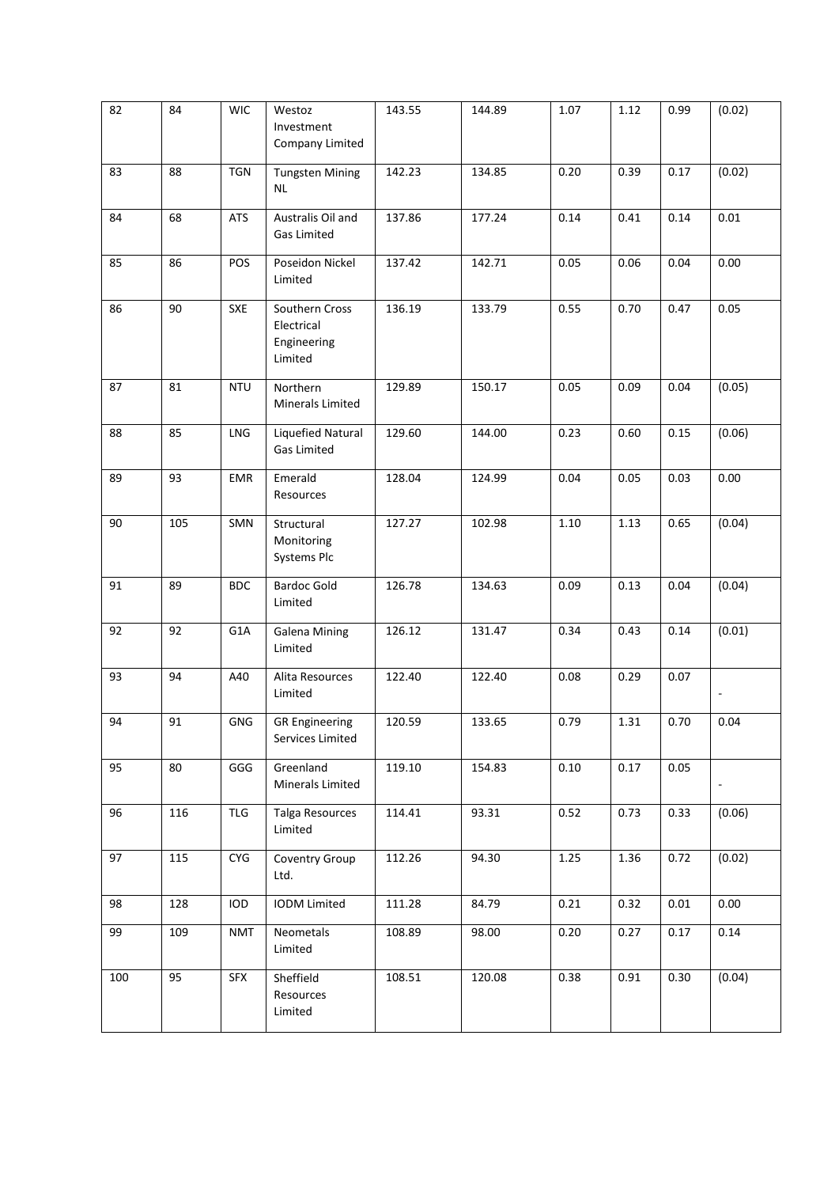| | | | | | | | | | |
|---|---|---|---|---|---|---|---|---|---|
| 82 | 84 | WIC | Westoz Investment Company Limited | 143.55 | 144.89 | 1.07 | 1.12 | 0.99 | (0.02) |
| 83 | 88 | TGN | Tungsten Mining NL | 142.23 | 134.85 | 0.20 | 0.39 | 0.17 | (0.02) |
| 84 | 68 | ATS | Australis Oil and Gas Limited | 137.86 | 177.24 | 0.14 | 0.41 | 0.14 | 0.01 |
| 85 | 86 | POS | Poseidon Nickel Limited | 137.42 | 142.71 | 0.05 | 0.06 | 0.04 | 0.00 |
| 86 | 90 | SXE | Southern Cross Electrical Engineering Limited | 136.19 | 133.79 | 0.55 | 0.70 | 0.47 | 0.05 |
| 87 | 81 | NTU | Northern Minerals Limited | 129.89 | 150.17 | 0.05 | 0.09 | 0.04 | (0.05) |
| 88 | 85 | LNG | Liquefied Natural Gas Limited | 129.60 | 144.00 | 0.23 | 0.60 | 0.15 | (0.06) |
| 89 | 93 | EMR | Emerald Resources | 128.04 | 124.99 | 0.04 | 0.05 | 0.03 | 0.00 |
| 90 | 105 | SMN | Structural Monitoring Systems Plc | 127.27 | 102.98 | 1.10 | 1.13 | 0.65 | (0.04) |
| 91 | 89 | BDC | Bardoc Gold Limited | 126.78 | 134.63 | 0.09 | 0.13 | 0.04 | (0.04) |
| 92 | 92 | G1A | Galena Mining Limited | 126.12 | 131.47 | 0.34 | 0.43 | 0.14 | (0.01) |
| 93 | 94 | A40 | Alita Resources Limited | 122.40 | 122.40 | 0.08 | 0.29 | 0.07 | - |
| 94 | 91 | GNG | GR Engineering Services Limited | 120.59 | 133.65 | 0.79 | 1.31 | 0.70 | 0.04 |
| 95 | 80 | GGG | Greenland Minerals Limited | 119.10 | 154.83 | 0.10 | 0.17 | 0.05 | - |
| 96 | 116 | TLG | Talga Resources Limited | 114.41 | 93.31 | 0.52 | 0.73 | 0.33 | (0.06) |
| 97 | 115 | CYG | Coventry Group Ltd. | 112.26 | 94.30 | 1.25 | 1.36 | 0.72 | (0.02) |
| 98 | 128 | IOD | IODM Limited | 111.28 | 84.79 | 0.21 | 0.32 | 0.01 | 0.00 |
| 99 | 109 | NMT | Neometals Limited | 108.89 | 98.00 | 0.20 | 0.27 | 0.17 | 0.14 |
| 100 | 95 | SFX | Sheffield Resources Limited | 108.51 | 120.08 | 0.38 | 0.91 | 0.30 | (0.04) |